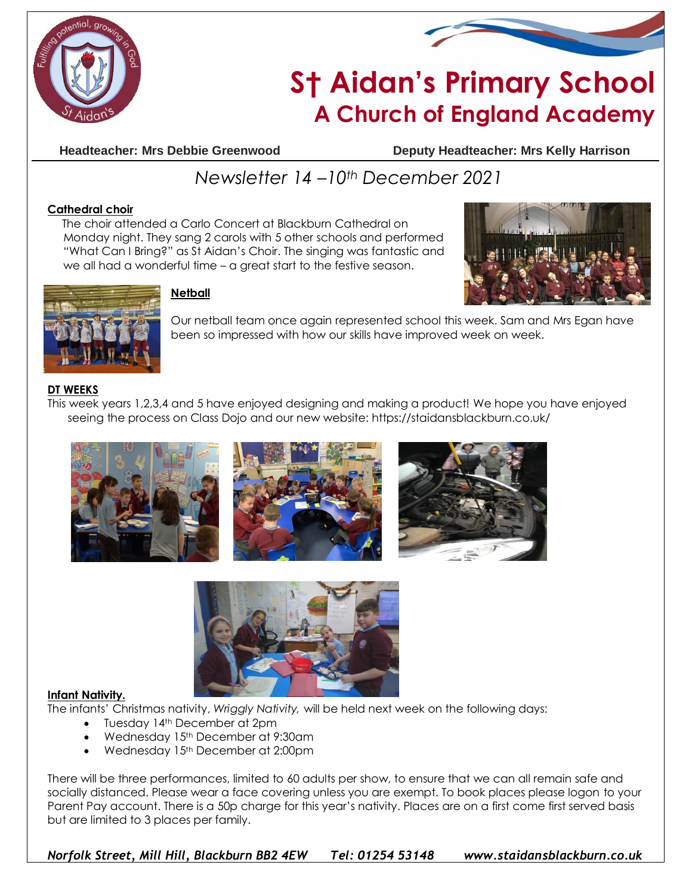# St Aidan's Primary School
## A Church of England Academy

**Headteacher: Mrs Debbie Greenwood** **Deputy Headteacher: Mrs Kelly Harrison**

*Newsletter 14 –10th December 2021*

**Cathedral choir**

The choir attended a Carlo Concert at Blackburn Cathedral on Monday night. They sang 2 carols with 5 other schools and performed "What Can I Bring?" as St Aidan's Choir. The singing was fantastic and we all had a wonderful time – a great start to the festive season.

**Netball**

Our netball team once again represented school this week. Sam and Mrs Egan have been so impressed with how our skills have improved week on week.

**DT WEEKS**

This week years 1,2,3,4 and 5 have enjoyed designing and making a product! We hope you have enjoyed seeing the process on Class Dojo and our new website: https://staidansblackburn.co.uk/

**Infant Nativity.**

The infants' Christmas nativity, *Wriggly Nativity,* will be held next week on the following days:

- Tuesday 14th December at 2pm
- Wednesday 15th December at 9:30am
- Wednesday 15th December at 2:00pm

There will be three performances, limited to 60 adults per show, to ensure that we can all remain safe and socially distanced. Please wear a face covering unless you are exempt. To book places please logon to your Parent Pay account. There is a 50p charge for this year's nativity. Places are on a first come first served basis but are limited to 3 places per family.

*Norfolk Street, Mill Hill, Blackburn BB2 4EW Tel: 01254 53148 www.staidansblackburn.co.uk*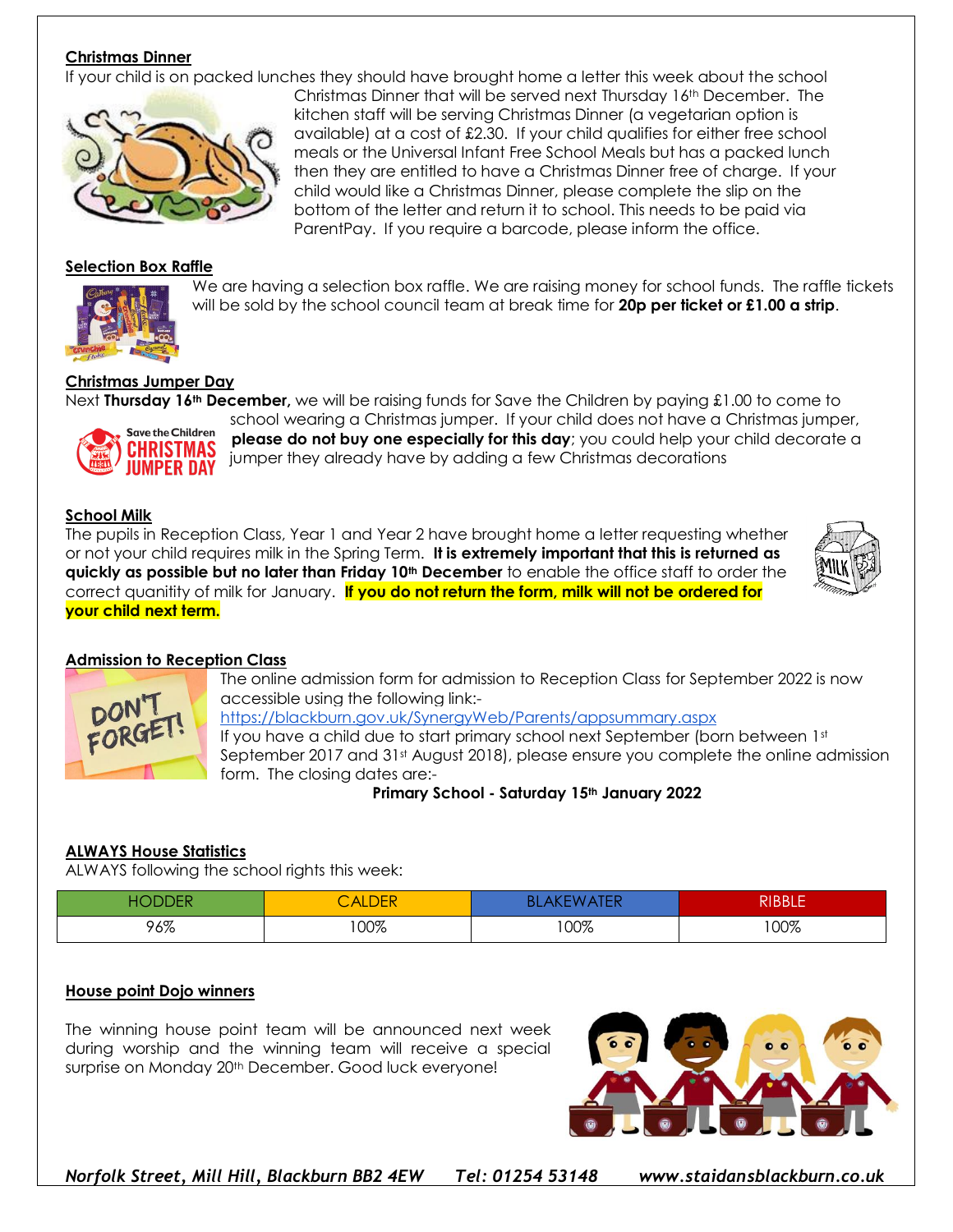## Christmas Dinner

If your child is on packed lunches they should have brought home a letter this week about the school Christmas Dinner that will be served next Thursday 16th December. The kitchen staff will be serving Christmas Dinner (a vegetarian option is available) at a cost of £2.30. If your child qualifies for either free school meals or the Universal Infant Free School Meals but has a packed lunch then they are entitled to have a Christmas Dinner free of charge. If your child would like a Christmas Dinner, please complete the slip on the bottom of the letter and return it to school. This needs to be paid via ParentPay. If you require a barcode, please inform the office.

## Selection Box Raffle

We are having a selection box raffle. We are raising money for school funds. The raffle tickets will be sold by the school council team at break time for **20p per ticket or £1.00 a strip**.

## Christmas Jumper Day

Next **Thursday 16th December,** we will be raising funds for Save the Children by paying £1.00 to come to school wearing a Christmas jumper. If your child does not have a Christmas jumper, **please do not buy one especially for this day**; you could help your child decorate a jumper they already have by adding a few Christmas decorations

## School Milk

The pupils in Reception Class, Year 1 and Year 2 have brought home a letter requesting whether or not your child requires milk in the Spring Term. **It is extremely important that this is returned as quickly as possible but no later than Friday 10th December** to enable the office staff to order the correct quanitity of milk for January. **If you do not return the form, milk will not be ordered for your child next term.**

## Admission to Reception Class

The online admission form for admission to Reception Class for September 2022 is now accessible using the following link:-
https://blackburn.gov.uk/SynergyWeb/Parents/appsummary.aspx
If you have a child due to start primary school next September (born between 1st September 2017 and 31st August 2018), please ensure you complete the online admission form. The closing dates are:-

**Primary School - Saturday 15th January 2022**

## ALWAYS House Statistics

ALWAYS following the school rights this week:

| HODDER | CALDER | BLAKEWATER | RIBBLE |
| --- | --- | --- | --- |
| 96% | 100% | 100% | 100% |

## House point Dojo winners

The winning house point team will be announced next week during worship and the winning team will receive a special surprise on Monday 20th December. Good luck everyone!

*Norfolk Street, Mill Hill, Blackburn BB2 4EW    Tel: 01254 53148    www.staidansblackburn.co.uk*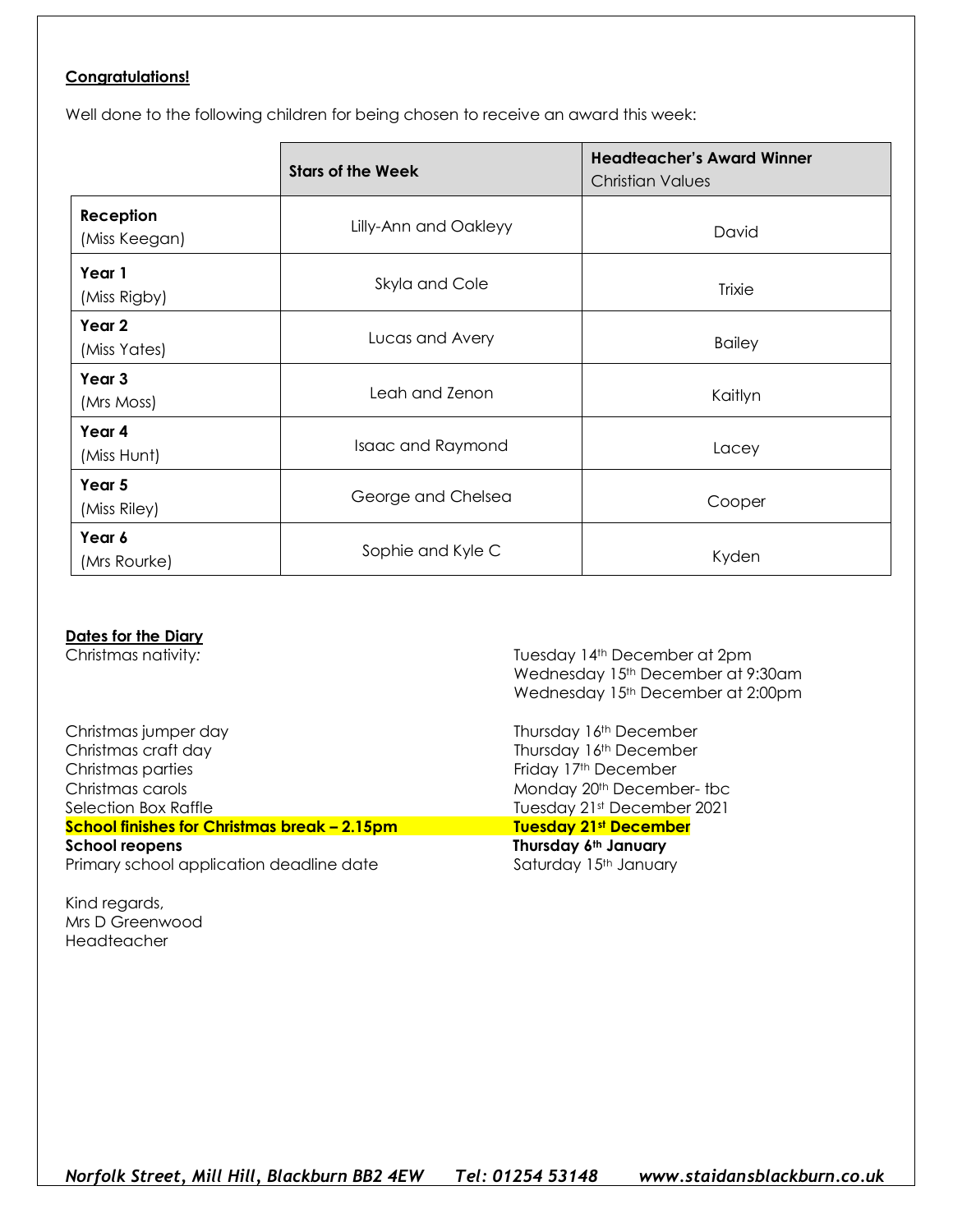**Congratulations!**

Well done to the following children for being chosen to receive an award this week:

| | **Stars of the Week** | **Headteacher's Award Winner** Christian Values |
|---|---|---|
| **Reception** (Miss Keegan) | Lilly-Ann and Oakleyy | David |
| **Year 1** (Miss Rigby) | Skyla and Cole | Trixie |
| **Year 2** (Miss Yates) | Lucas and Avery | Bailey |
| **Year 3** (Mrs Moss) | Leah and Zenon | Kaitlyn |
| **Year 4** (Miss Hunt) | Isaac and Raymond | Lacey |
| **Year 5** (Miss Riley) | George and Chelsea | Cooper |
| **Year 6** (Mrs Rourke) | Sophie and Kyle C | Kyden |

**Dates for the Diary**

| | |
|---|---|
| Christmas nativity: | Tuesday 14th December at 2pm<br>Wednesday 15th December at 9:30am<br>Wednesday 15th December at 2:00pm |
| Christmas jumper day | Thursday 16th December |
| Christmas craft day | Thursday 16th December |
| Christmas parties | Friday 17th December |
| Christmas carols | Monday 20th December- tbc |
| Selection Box Raffle | Tuesday 21st December 2021 |
| **School finishes for Christmas break – 2.15pm** | **Tuesday 21st December** |
| **School reopens** | **Thursday 6th January** |
| Primary school application deadline date | Saturday 15th January |

Kind regards,
Mrs D Greenwood
Headteacher

*Norfolk Street, Mill Hill, Blackburn BB2 4EW     Tel: 01254 53148     www.staidansblackburn.co.uk*